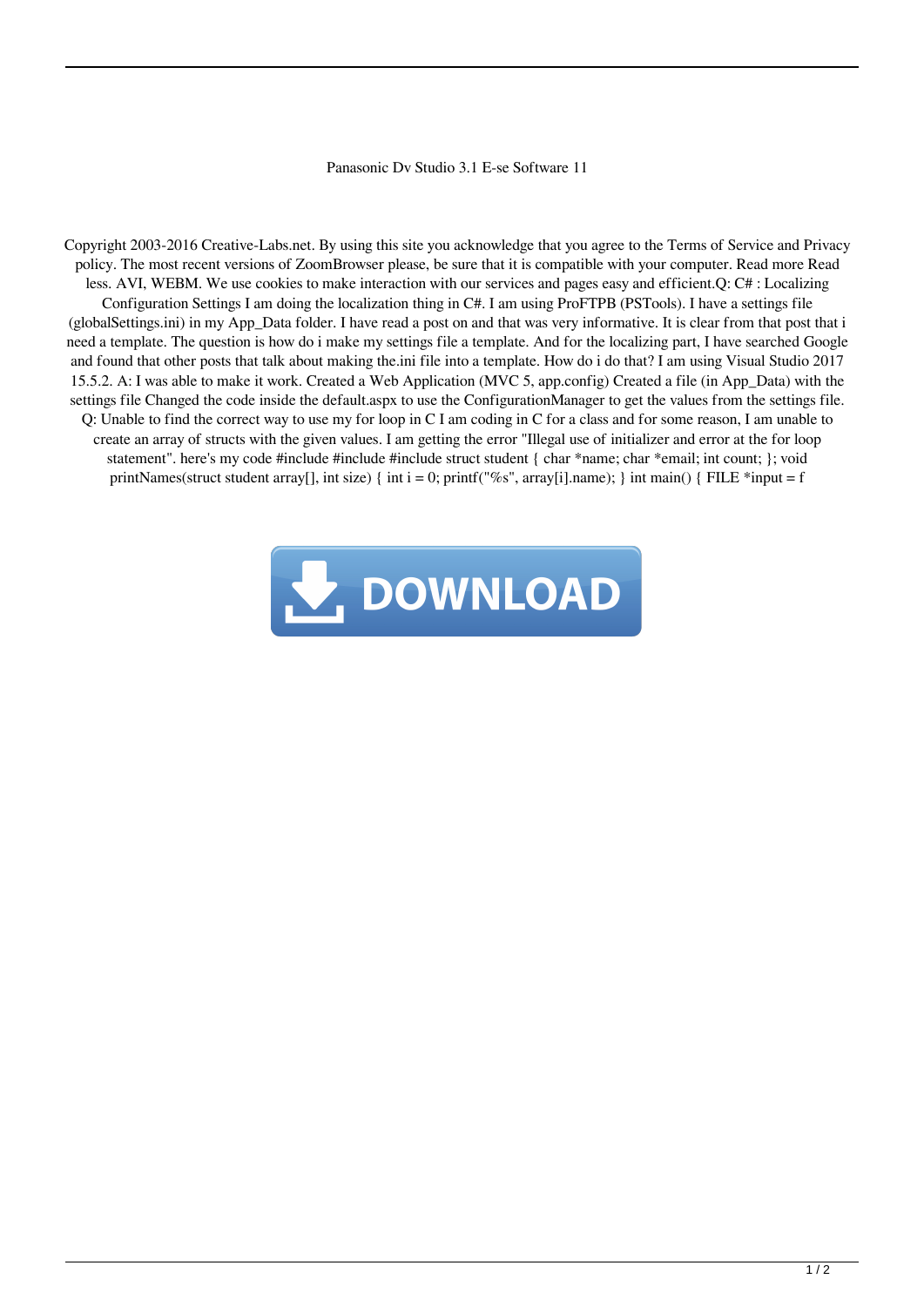Panasonic Dv Studio 3.1 E-se Software 11

Copyright 2003-2016 Creative-Labs.net. By using this site you acknowledge that you agree to the Terms of Service and Privacy policy. The most recent versions of ZoomBrowser please, be sure that it is compatible with your computer. Read more Read less. AVI, WEBM. We use cookies to make interaction with our services and pages easy and efficient.Q: C# : Localizing Configuration Settings I am doing the localization thing in C#. I am using ProFTPB (PSTools). I have a settings file (globalSettings.ini) in my App_Data folder. I have read a post on and that was very informative. It is clear from that post that i need a template. The question is how do i make my settings file a template. And for the localizing part, I have searched Google and found that other posts that talk about making the.ini file into a template. How do i do that? I am using Visual Studio 2017 15.5.2. A: I was able to make it work. Created a Web Application (MVC 5, app.config) Created a file (in App_Data) with the settings file Changed the code inside the default.aspx to use the ConfigurationManager to get the values from the settings file. Q: Unable to find the correct way to use my for loop in C I am coding in C for a class and for some reason, I am unable to create an array of structs with the given values. I am getting the error "Illegal use of initializer and error at the for loop statement". here's my code #include #include #include struct student { char *name; char *email; int count; }; void printNames(struct student array[], int size) { int i = 0; printf("%s", array[i].name); } int main() { FILE *input = f

DOWNLOAD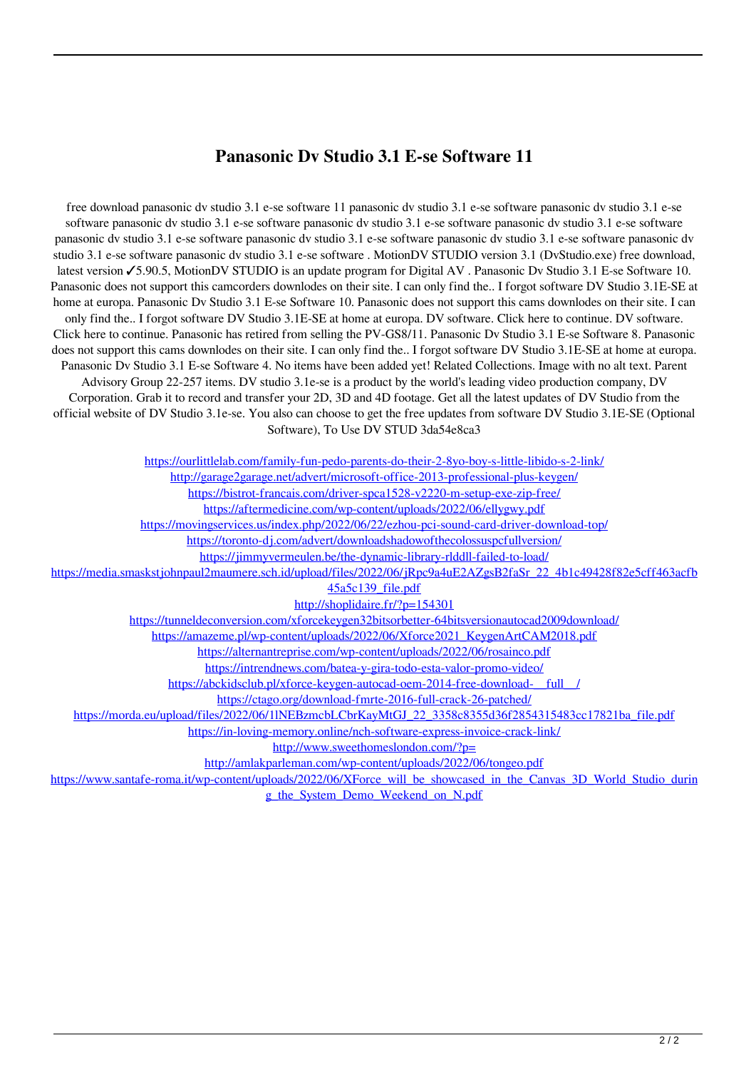# Panasonic Dv Studio 3.1 E-se Software 11

free download panasonic dv studio 3.1 e-se software 11 panasonic dv studio 3.1 e-se software panasonic dv studio 3.1 e-se software panasonic dv studio 3.1 e-se software panasonic dv studio 3.1 e-se software panasonic dv studio 3.1 e-se software panasonic dv studio 3.1 e-se software panasonic dv studio 3.1 e-se software panasonic dv studio 3.1 e-se software panasonic dv studio 3.1 e-se software panasonic dv studio 3.1 e-se software . MotionDV STUDIO version 3.1 (DvStudio.exe) free download, latest version ✓5.90.5, MotionDV STUDIO is an update program for Digital AV . Panasonic Dv Studio 3.1 E-se Software 10. Panasonic does not support this camcorders downlodes on their site. I can only find the.. I forgot software DV Studio 3.1E-SE at home at europa. Panasonic Dv Studio 3.1 E-se Software 10. Panasonic does not support this cams downlodes on their site. I can only find the.. I forgot software DV Studio 3.1E-SE at home at europa. DV software. Click here to continue. DV software. Click here to continue. Panasonic has retired from selling the PV-GS8/11. Panasonic Dv Studio 3.1 E-se Software 8. Panasonic does not support this cams downlodes on their site. I can only find the.. I forgot software DV Studio 3.1E-SE at home at europa. Panasonic Dv Studio 3.1 E-se Software 4. No items have been added yet! Related Collections. Image with no alt text. Parent Advisory Group 22-257 items. DV studio 3.1e-se is a product by the world's leading video production company, DV Corporation. Grab it to record and transfer your 2D, 3D and 4D footage. Get all the latest updates of DV Studio from the official website of DV Studio 3.1e-se. You also can choose to get the free updates from software DV Studio 3.1E-SE (Optional Software), To Use DV STUD 3da54e8ca3

http://garage2garage.net/advert/microsoft-office-2013-professional-plus-keygen/
https://bistrot-francais.com/driver-spca1528-v2220-m-setup-exe-zip-free/
https://aftermedicine.com/wp-content/uploads/2022/06/ellygwy.pdf
https://movingservices.us/index.php/2022/06/22/ezhou-pci-sound-card-driver-download-top/
https://toronto-dj.com/advert/downloadshadowofthecolossuspcfullversion/
https://jimmyvermeulen.be/the-dynamic-library-rldll-failed-to-load/
https://media.smaskstjohnpaul2maumere.sch.id/upload/files/2022/06/jRpc9a4uE2AZgsB2faSr_22_4b1c49428f82e5cff463acfb45a5c139_file.pdf
http://shoplidaire.fr/?p=154301
https://tunneldeconversion.com/xforcekeygen32bitsorbetter-64bitsversionautocad2009download/
https://amazeme.pl/wp-content/uploads/2022/06/Xforce2021_KeygenArtCAM2018.pdf
https://alternantreprise.com/wp-content/uploads/2022/06/rosainco.pdf
https://intrendnews.com/batea-y-gira-todo-esta-valor-promo-video/
https://abckidsclub.pl/xforce-keygen-autocad-oem-2014-free-download-__full__/
https://ctago.org/download-fmrte-2016-full-crack-26-patched/
https://morda.eu/upload/files/2022/06/1lNEBzmcbLCbrKayMtGJ_22_3358c8355d36f2854315483cc17821ba_file.pdf
https://in-loving-memory.online/nch-software-express-invoice-crack-link/
http://www.sweethomeslondon.com/?p=
http://amlakparleman.com/wp-content/uploads/2022/06/tongeo.pdf
https://www.santafe-roma.it/wp-content/uploads/2022/06/XForce_will_be_showcased_in_the_Canvas_3D_World_Studio_during_the_System_Demo_Weekend_on_N.pdf